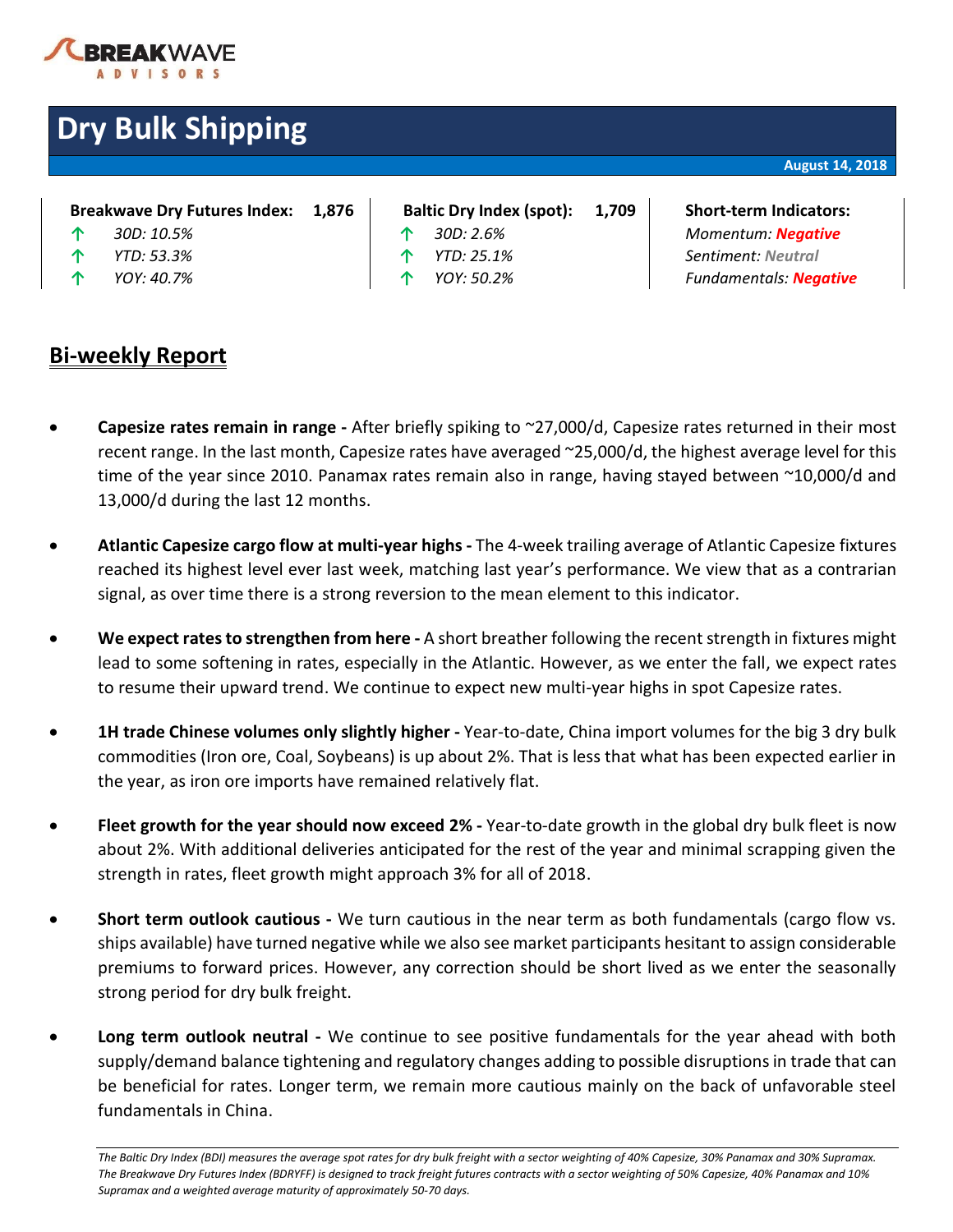BREAKWAVE ADVISORS

# Dry Bulk Shipping

**August 14, 2018**

| **Breakwave Dry Futures Index:** | **1,876** | **Baltic Dry Index (spot):** | **1,709** | **Short-term Indicators:** |
|---|---|---|---|---|
| ↑ *30D: 10.5%* | | ↑ *30D: 2.6%* | | *Momentum:* ***Negative*** |
| ↑ *YTD: 53.3%* | | ↑ *YTD: 25.1%* | | *Sentiment: Neutral* |
| ↑ *YOY: 40.7%* | | ↑ *YOY: 50.2%* | | *Fundamentals:* ***Negative*** |

## Bi-weekly Report

- **Capesize rates remain in range -** After briefly spiking to ~27,000/d, Capesize rates returned in their most recent range. In the last month, Capesize rates have averaged ~25,000/d, the highest average level for this time of the year since 2010. Panamax rates remain also in range, having stayed between ~10,000/d and 13,000/d during the last 12 months.

- **Atlantic Capesize cargo flow at multi-year highs -** The 4-week trailing average of Atlantic Capesize fixtures reached its highest level ever last week, matching last year's performance. We view that as a contrarian signal, as over time there is a strong reversion to the mean element to this indicator.

- **We expect rates to strengthen from here -** A short breather following the recent strength in fixtures might lead to some softening in rates, especially in the Atlantic. However, as we enter the fall, we expect rates to resume their upward trend. We continue to expect new multi-year highs in spot Capesize rates.

- **1H trade Chinese volumes only slightly higher -** Year-to-date, China import volumes for the big 3 dry bulk commodities (Iron ore, Coal, Soybeans) is up about 2%. That is less that what has been expected earlier in the year, as iron ore imports have remained relatively flat.

- **Fleet growth for the year should now exceed 2% -** Year-to-date growth in the global dry bulk fleet is now about 2%. With additional deliveries anticipated for the rest of the year and minimal scrapping given the strength in rates, fleet growth might approach 3% for all of 2018.

- **Short term outlook cautious -** We turn cautious in the near term as both fundamentals (cargo flow vs. ships available) have turned negative while we also see market participants hesitant to assign considerable premiums to forward prices. However, any correction should be short lived as we enter the seasonally strong period for dry bulk freight.

- **Long term outlook neutral -** We continue to see positive fundamentals for the year ahead with both supply/demand balance tightening and regulatory changes adding to possible disruptions in trade that can be beneficial for rates. Longer term, we remain more cautious mainly on the back of unfavorable steel fundamentals in China.

*The Baltic Dry Index (BDI) measures the average spot rates for dry bulk freight with a sector weighting of 40% Capesize, 30% Panamax and 30% Supramax. The Breakwave Dry Futures Index (BDRYFF) is designed to track freight futures contracts with a sector weighting of 50% Capesize, 40% Panamax and 10% Supramax and a weighted average maturity of approximately 50-70 days.*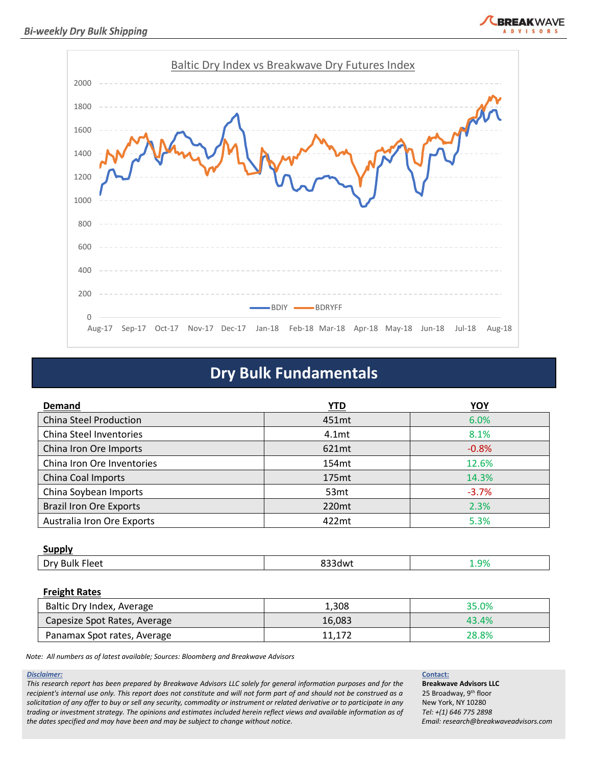Baltic Dry Index vs Breakwave Dry Futures Index

2000
1800
1600
1400
1200
1000
800
600
400
200
0

BDIY
BDRYFF

Aug-17 Sep-17 Oct-17 Nov-17 Dec-17 Jan-18 Feb-18 Mar-18 Apr-18 May-18 Jun-18 Jul-18 Aug-18

# Dry Bulk Fundamentals

| **Demand** | **YTD** | **YOY** |
|---|---|---|
| China Steel Production | 451mt | 6.0% |
| China Steel Inventories | 4.1mt | 8.1% |
| China Iron Ore Imports | 621mt | -0.8% |
| China Iron Ore Inventories | 154mt | 12.6% |
| China Coal Imports | 175mt | 14.3% |
| China Soybean Imports | 53mt | -3.7% |
| Brazil Iron Ore Exports | 220mt | 2.3% |
| Australia Iron Ore Exports | 422mt | 5.3% |

| **Supply** | | |
|---|---|---|
| Dry Bulk Fleet | 833dwt | 1.9% |

| **Freight Rates** | | |
|---|---|---|
| Baltic Dry Index, Average | 1,308 | 35.0% |
| Capesize Spot Rates, Average | 16,083 | 43.4% |
| Panamax Spot rates, Average | 11,172 | 28.8% |

*Note: All numbers as of latest available; Sources: Bloomberg and Breakwave Advisors*

***Disclaimer:***
*This research report has been prepared by Breakwave Advisors LLC solely for general information purposes and for the recipient's internal use only. This report does not constitute and will not form part of and should not be construed as a solicitation of any offer to buy or sell any security, commodity or instrument or related derivative or to participate in any trading or investment strategy. The opinions and estimates included herein reflect views and available information as of the dates specified and may have been and may be subject to change without notice.*

**Contact:**
**Breakwave Advisors LLC**
25 Broadway, 9th floor
New York, NY 10280
*Tel: +(1) 646 775 2898*
*Email: research@breakwaveadvisors.com*